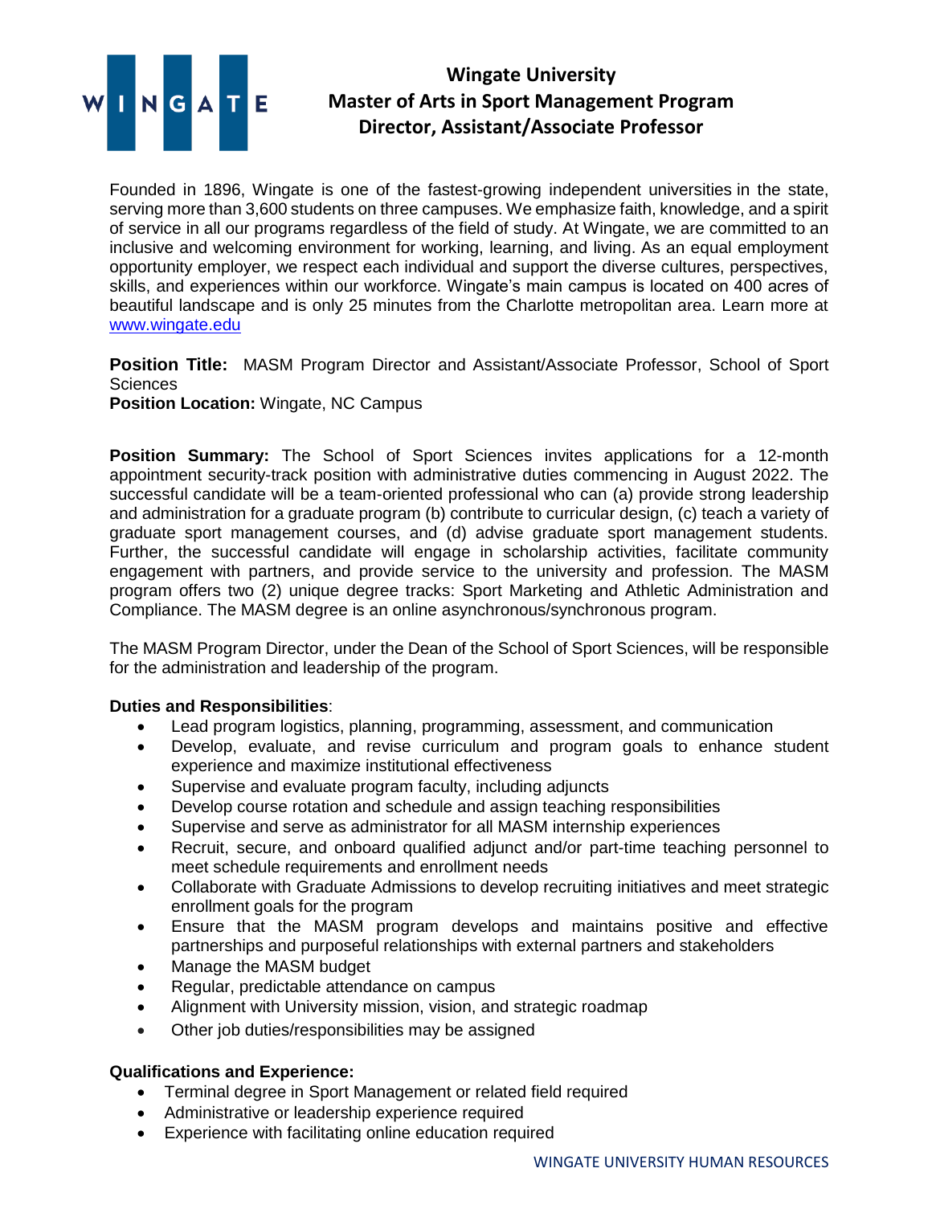# Wingate University
## Master of Arts in Sport Management Program
## Director, Assistant/Associate Professor

Founded in 1896, Wingate is one of the fastest-growing independent universities in the state, serving more than 3,600 students on three campuses. We emphasize faith, knowledge, and a spirit of service in all our programs regardless of the field of study. At Wingate, we are committed to an inclusive and welcoming environment for working, learning, and living. As an equal employment opportunity employer, we respect each individual and support the diverse cultures, perspectives, skills, and experiences within our workforce. Wingate's main campus is located on 400 acres of beautiful landscape and is only 25 minutes from the Charlotte metropolitan area. Learn more at [www.wingate.edu](http://www.wingate.edu)

**Position Title:** MASM Program Director and Assistant/Associate Professor, School of Sport Sciences
**Position Location:** Wingate, NC Campus

**Position Summary:** The School of Sport Sciences invites applications for a 12-month appointment security-track position with administrative duties commencing in August 2022. The successful candidate will be a team-oriented professional who can (a) provide strong leadership and administration for a graduate program (b) contribute to curricular design, (c) teach a variety of graduate sport management courses, and (d) advise graduate sport management students. Further, the successful candidate will engage in scholarship activities, facilitate community engagement with partners, and provide service to the university and profession. The MASM program offers two (2) unique degree tracks: Sport Marketing and Athletic Administration and Compliance. The MASM degree is an online asynchronous/synchronous program.

The MASM Program Director, under the Dean of the School of Sport Sciences, will be responsible for the administration and leadership of the program.

**Duties and Responsibilities**:

- Lead program logistics, planning, programming, assessment, and communication
- Develop, evaluate, and revise curriculum and program goals to enhance student experience and maximize institutional effectiveness
- Supervise and evaluate program faculty, including adjuncts
- Develop course rotation and schedule and assign teaching responsibilities
- Supervise and serve as administrator for all MASM internship experiences
- Recruit, secure, and onboard qualified adjunct and/or part-time teaching personnel to meet schedule requirements and enrollment needs
- Collaborate with Graduate Admissions to develop recruiting initiatives and meet strategic enrollment goals for the program
- Ensure that the MASM program develops and maintains positive and effective partnerships and purposeful relationships with external partners and stakeholders
- Manage the MASM budget
- Regular, predictable attendance on campus
- Alignment with University mission, vision, and strategic roadmap
- Other job duties/responsibilities may be assigned

**Qualifications and Experience:**

- Terminal degree in Sport Management or related field required
- Administrative or leadership experience required
- Experience with facilitating online education required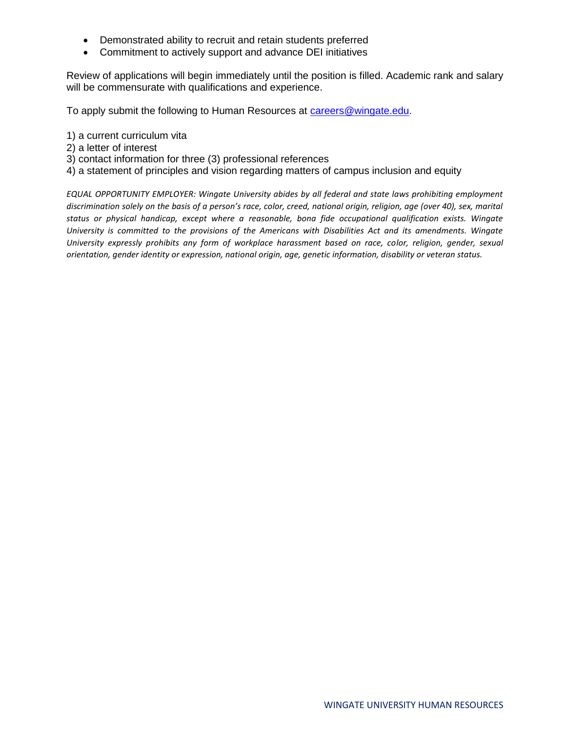- Demonstrated ability to recruit and retain students preferred
- Commitment to actively support and advance DEI initiatives

Review of applications will begin immediately until the position is filled. Academic rank and salary will be commensurate with qualifications and experience.

To apply submit the following to Human Resources at careers@wingate.edu.

1) a current curriculum vita
2) a letter of interest
3) contact information for three (3) professional references
4) a statement of principles and vision regarding matters of campus inclusion and equity

*EQUAL OPPORTUNITY EMPLOYER: Wingate University abides by all federal and state laws prohibiting employment discrimination solely on the basis of a person's race, color, creed, national origin, religion, age (over 40), sex, marital status or physical handicap, except where a reasonable, bona fide occupational qualification exists. Wingate University is committed to the provisions of the Americans with Disabilities Act and its amendments. Wingate University expressly prohibits any form of workplace harassment based on race, color, religion, gender, sexual orientation, gender identity or expression, national origin, age, genetic information, disability or veteran status.*